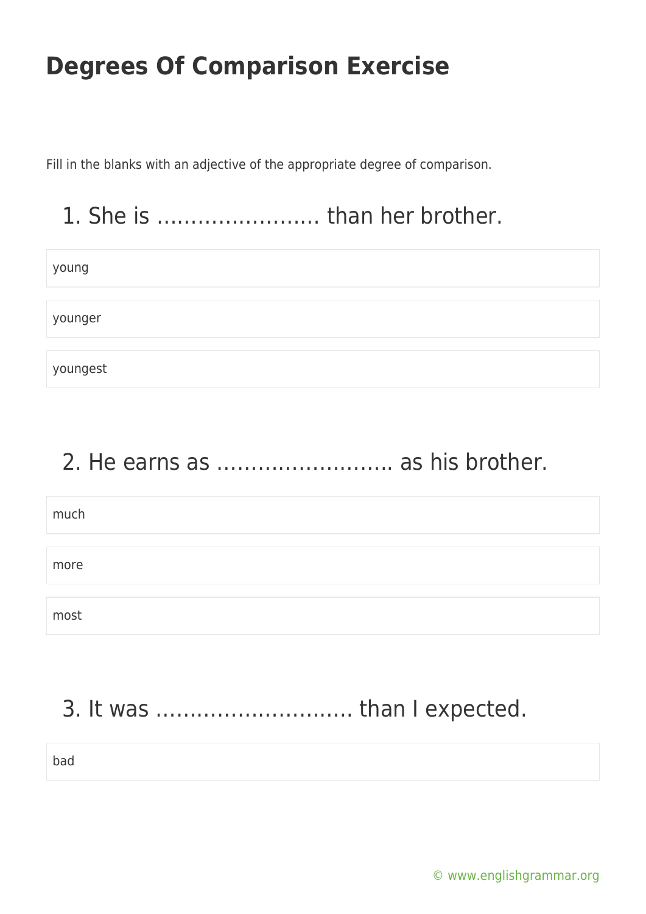# Degrees Of Comparison Exercise

Fill in the blanks with an adjective of the appropriate degree of comparison.

## 1. She is …………………… than her brother.

young

younger

youngest

## 2. He earns as ……………………. as his brother.

much

more

most

## 3. It was ……………………….. than I expected.

bad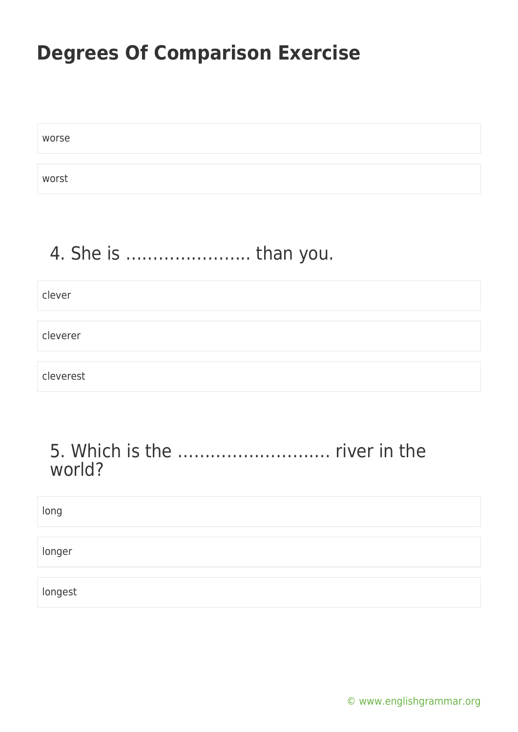worse

worst

## 4. She is ………………….. than you.

clever

cleverer

cleverest

## 5. Which is the ………………………. river in the world?

long

longer

longest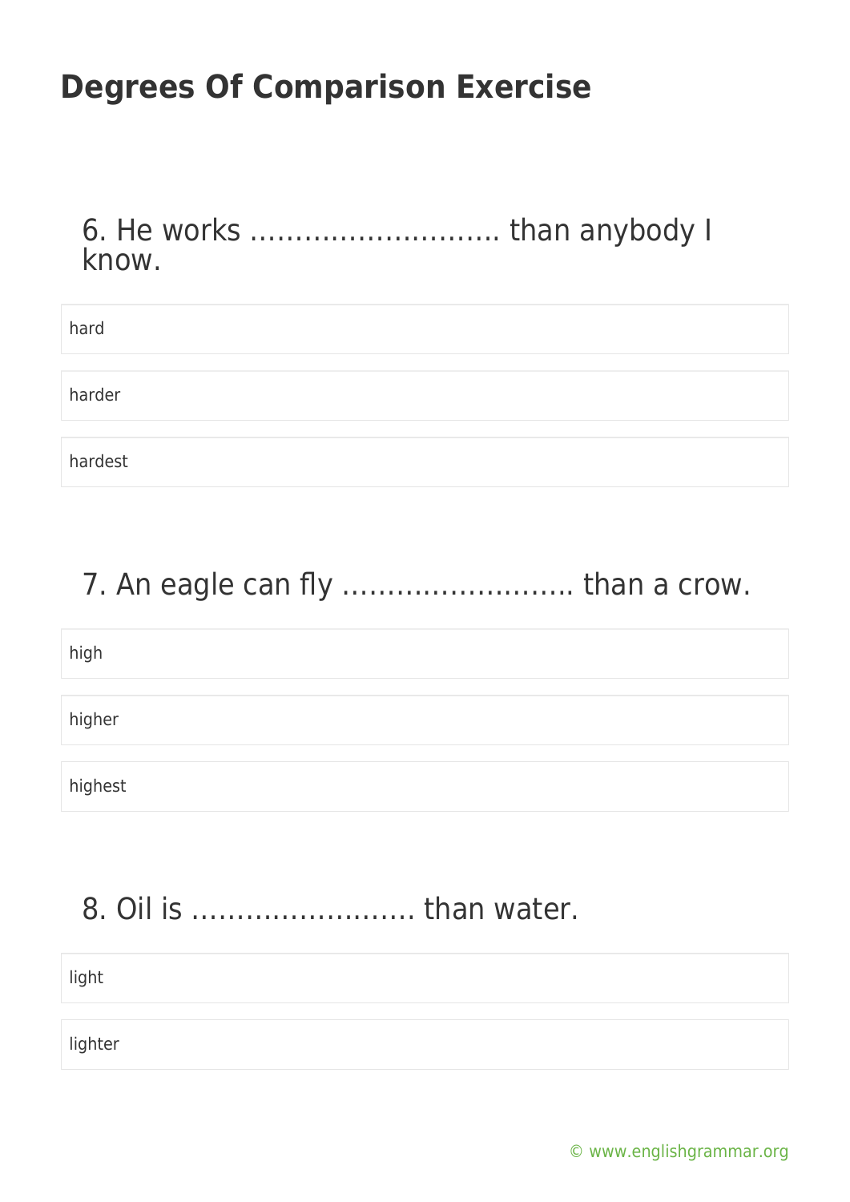# Degrees Of Comparison Exercise

6. He works ………………………. than anybody I know.

- hard
- harder
- hardest

7. An eagle can fly ……………………. than a crow.

- high
- higher
- highest

8. Oil is ……………………. than water.

- light
- lighter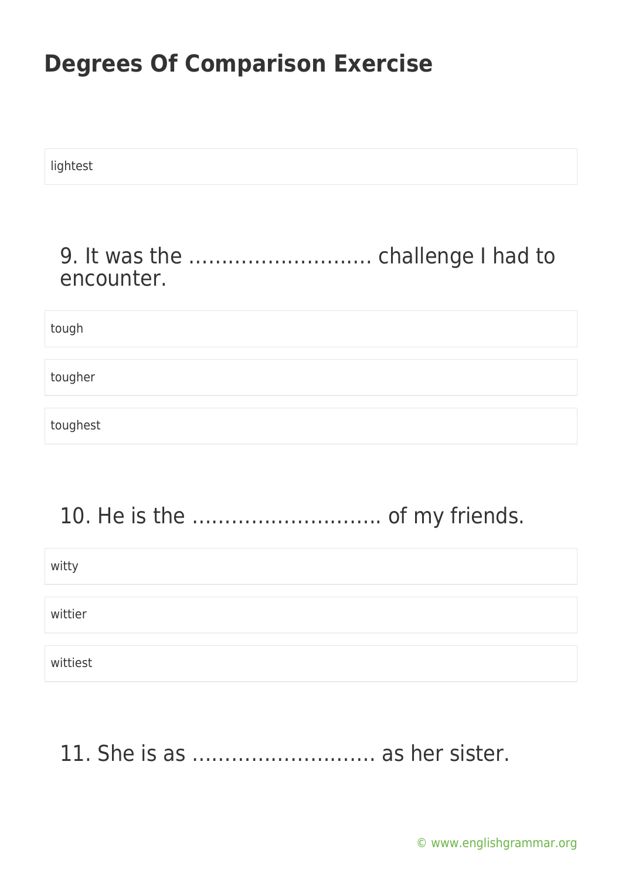# Degrees Of Comparison Exercise

lightest

9. It was the ………………………. challenge I had to encounter.

tough

tougher

toughest

10. He is the ………………………. of my friends.

witty

wittier

wittiest

11. She is as ………………………. as her sister.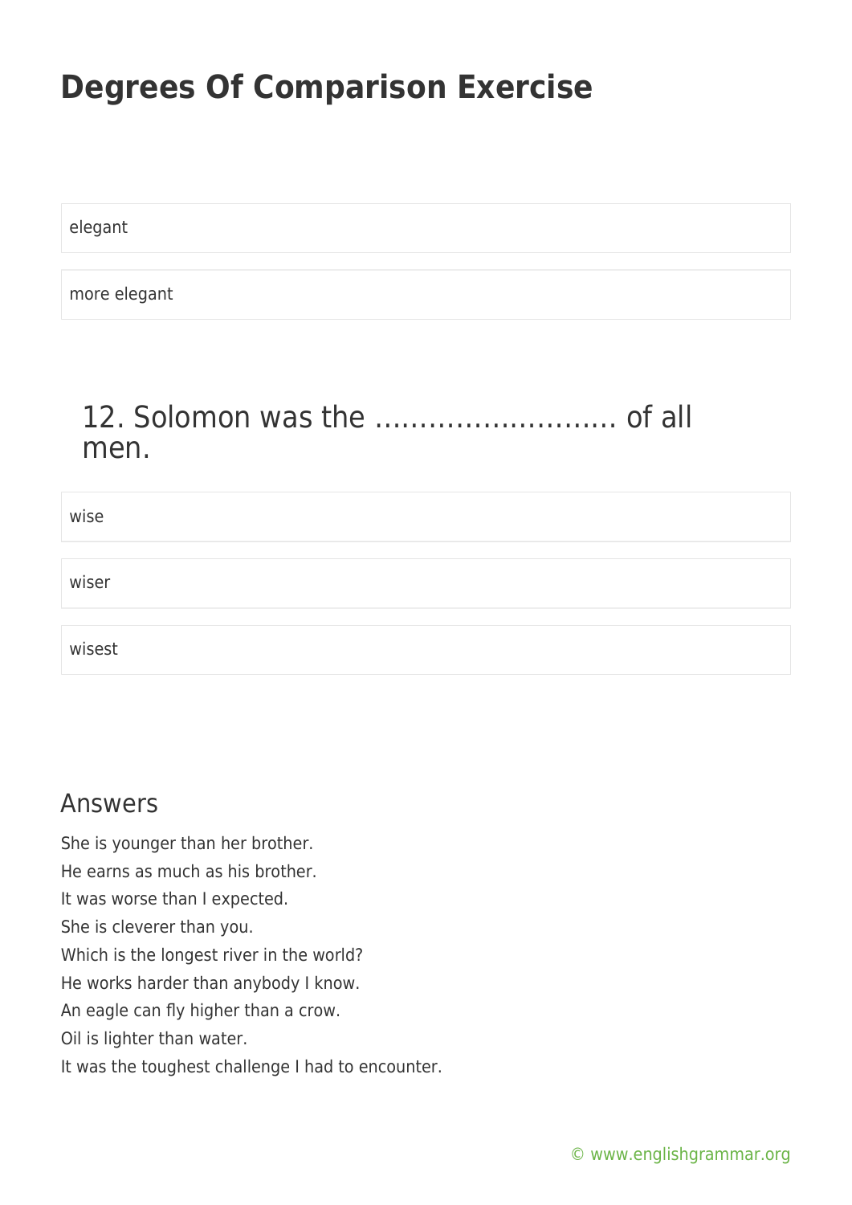elegant

more elegant

## 12. Solomon was the ……………………… of all men.

wise

wiser

wisest

## Answers

She is younger than her brother.
He earns as much as his brother.
It was worse than I expected.
She is cleverer than you.
Which is the longest river in the world?
He works harder than anybody I know.
An eagle can fly higher than a crow.
Oil is lighter than water.
It was the toughest challenge I had to encounter.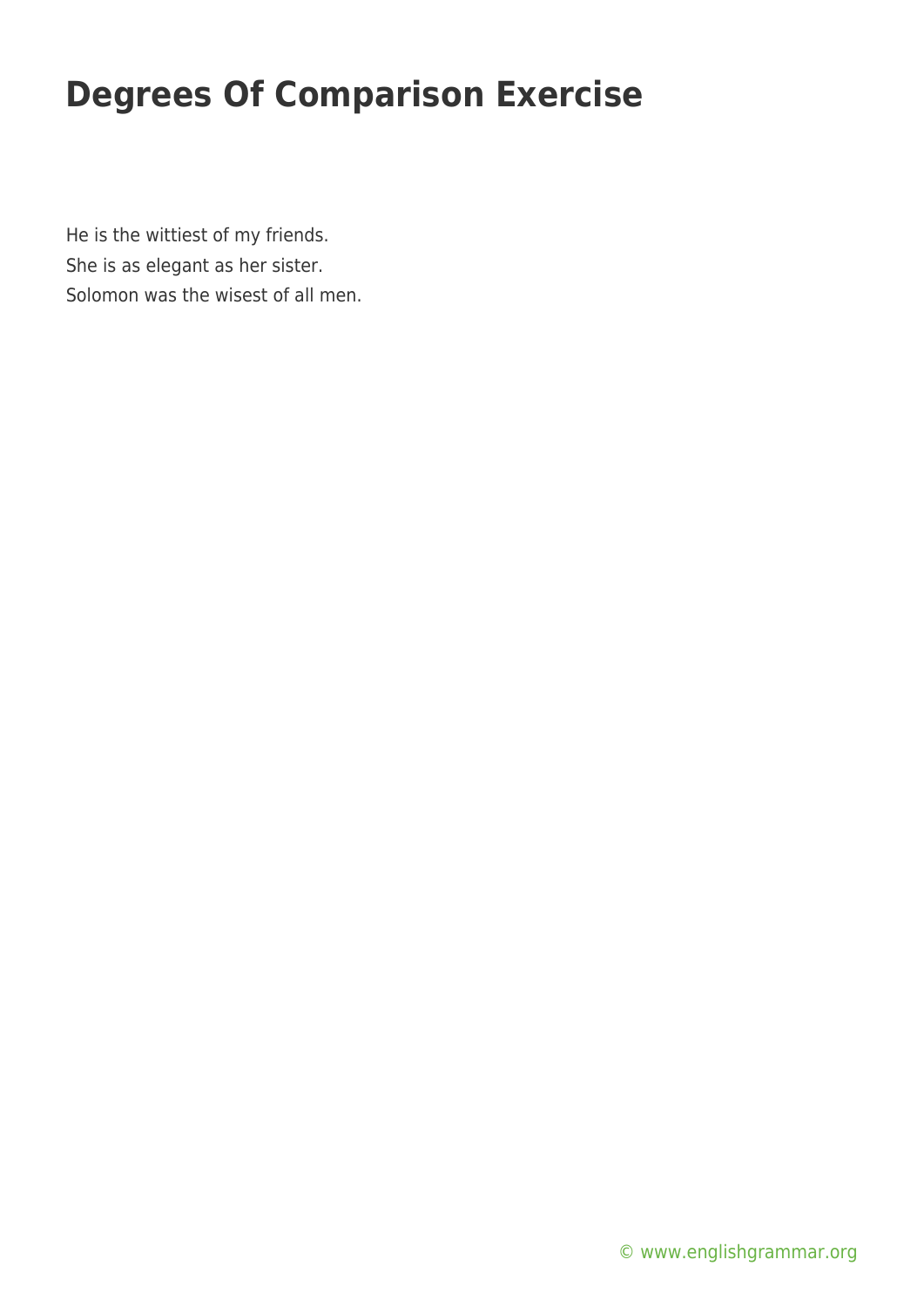# Degrees Of Comparison Exercise

He is the wittiest of my friends.
She is as elegant as her sister.
Solomon was the wisest of all men.